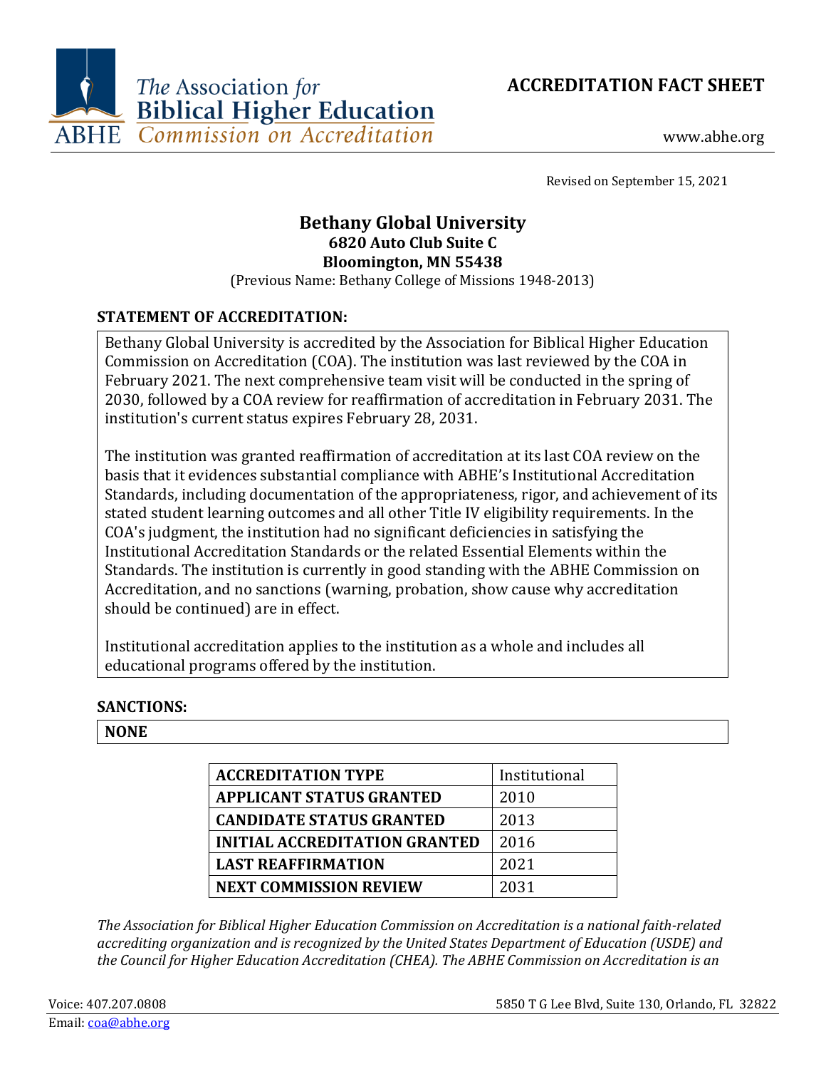# ACCREDITATION FACT SHEET

The Association for Biblical Higher Education
ABHE Commission on Accreditation

www.abhe.org

Revised on September 15, 2021

## Bethany Global University

**6820 Auto Club Suite C**
**Bloomington, MN 55438**
(Previous Name: Bethany College of Missions 1948-2013)

### STATEMENT OF ACCREDITATION:

Bethany Global University is accredited by the Association for Biblical Higher Education Commission on Accreditation (COA). The institution was last reviewed by the COA in February 2021. The next comprehensive team visit will be conducted in the spring of 2030, followed by a COA review for reaffirmation of accreditation in February 2031. The institution's current status expires February 28, 2031.

The institution was granted reaffirmation of accreditation at its last COA review on the basis that it evidences substantial compliance with ABHE's Institutional Accreditation Standards, including documentation of the appropriateness, rigor, and achievement of its stated student learning outcomes and all other Title IV eligibility requirements. In the COA's judgment, the institution had no significant deficiencies in satisfying the Institutional Accreditation Standards or the related Essential Elements within the Standards. The institution is currently in good standing with the ABHE Commission on Accreditation, and no sanctions (warning, probation, show cause why accreditation should be continued) are in effect.

Institutional accreditation applies to the institution as a whole and includes all educational programs offered by the institution.

### SANCTIONS:

**NONE**

| **ACCREDITATION TYPE** | Institutional |
|---|---|
| **APPLICANT STATUS GRANTED** | 2010 |
| **CANDIDATE STATUS GRANTED** | 2013 |
| **INITIAL ACCREDITATION GRANTED** | 2016 |
| **LAST REAFFIRMATION** | 2021 |
| **NEXT COMMISSION REVIEW** | 2031 |

*The Association for Biblical Higher Education Commission on Accreditation is a national faith-related accrediting organization and is recognized by the United States Department of Education (USDE) and the Council for Higher Education Accreditation (CHEA). The ABHE Commission on Accreditation is an*

Voice: 407.207.0808
Email: coa@abhe.org
5850 T G Lee Blvd, Suite 130, Orlando, FL 32822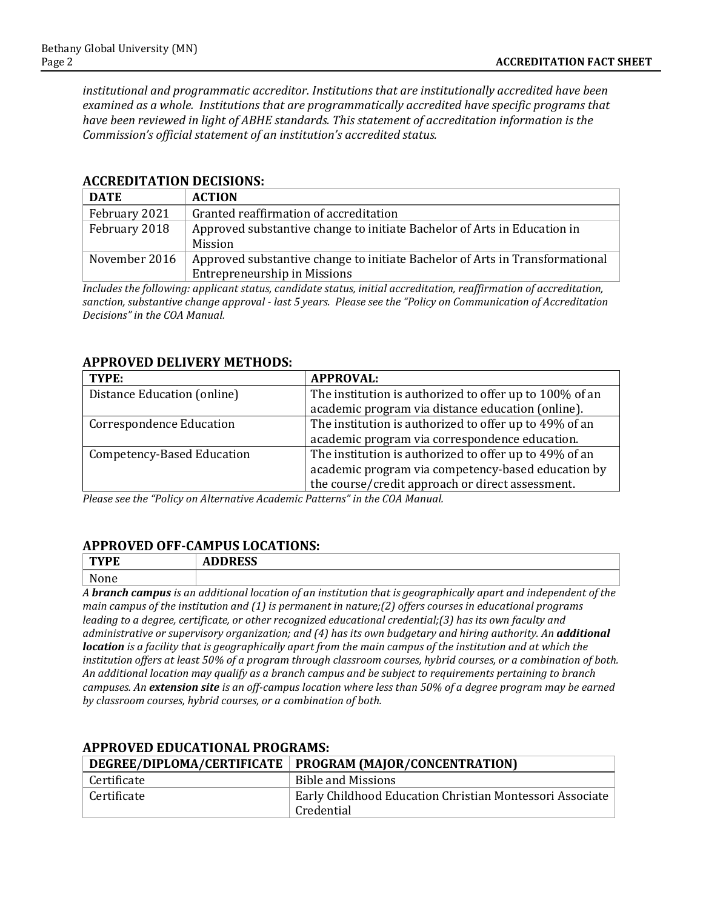*institutional and programmatic accreditor. Institutions that are institutionally accredited have been examined as a whole. Institutions that are programmatically accredited have specific programs that have been reviewed in light of ABHE standards. This statement of accreditation information is the Commission's official statement of an institution's accredited status.*

## ACCREDITATION DECISIONS:

| DATE | ACTION |
|---|---|
| February 2021 | Granted reaffirmation of accreditation |
| February 2018 | Approved substantive change to initiate Bachelor of Arts in Education in Mission |
| November 2016 | Approved substantive change to initiate Bachelor of Arts in Transformational Entrepreneurship in Missions |

*Includes the following: applicant status, candidate status, initial accreditation, reaffirmation of accreditation, sanction, substantive change approval - last 5 years. Please see the "Policy on Communication of Accreditation Decisions" in the COA Manual.*

## APPROVED DELIVERY METHODS:

| TYPE: | APPROVAL: |
|---|---|
| Distance Education (online) | The institution is authorized to offer up to 100% of an academic program via distance education (online). |
| Correspondence Education | The institution is authorized to offer up to 49% of an academic program via correspondence education. |
| Competency-Based Education | The institution is authorized to offer up to 49% of an academic program via competency-based education by the course/credit approach or direct assessment. |

*Please see the "Policy on Alternative Academic Patterns" in the COA Manual.*

## APPROVED OFF-CAMPUS LOCATIONS:

| TYPE | ADDRESS |
|---|---|
| None | |

*A **branch campus** is an additional location of an institution that is geographically apart and independent of the main campus of the institution and (1) is permanent in nature;(2) offers courses in educational programs leading to a degree, certificate, or other recognized educational credential;(3) has its own faculty and administrative or supervisory organization; and (4) has its own budgetary and hiring authority. An **additional location** is a facility that is geographically apart from the main campus of the institution and at which the institution offers at least 50% of a program through classroom courses, hybrid courses, or a combination of both. An additional location may qualify as a branch campus and be subject to requirements pertaining to branch campuses. An **extension site** is an off-campus location where less than 50% of a degree program may be earned by classroom courses, hybrid courses, or a combination of both.*

## APPROVED EDUCATIONAL PROGRAMS:

| DEGREE/DIPLOMA/CERTIFICATE | PROGRAM (MAJOR/CONCENTRATION) |
|---|---|
| Certificate | Bible and Missions |
| Certificate | Early Childhood Education Christian Montessori Associate Credential |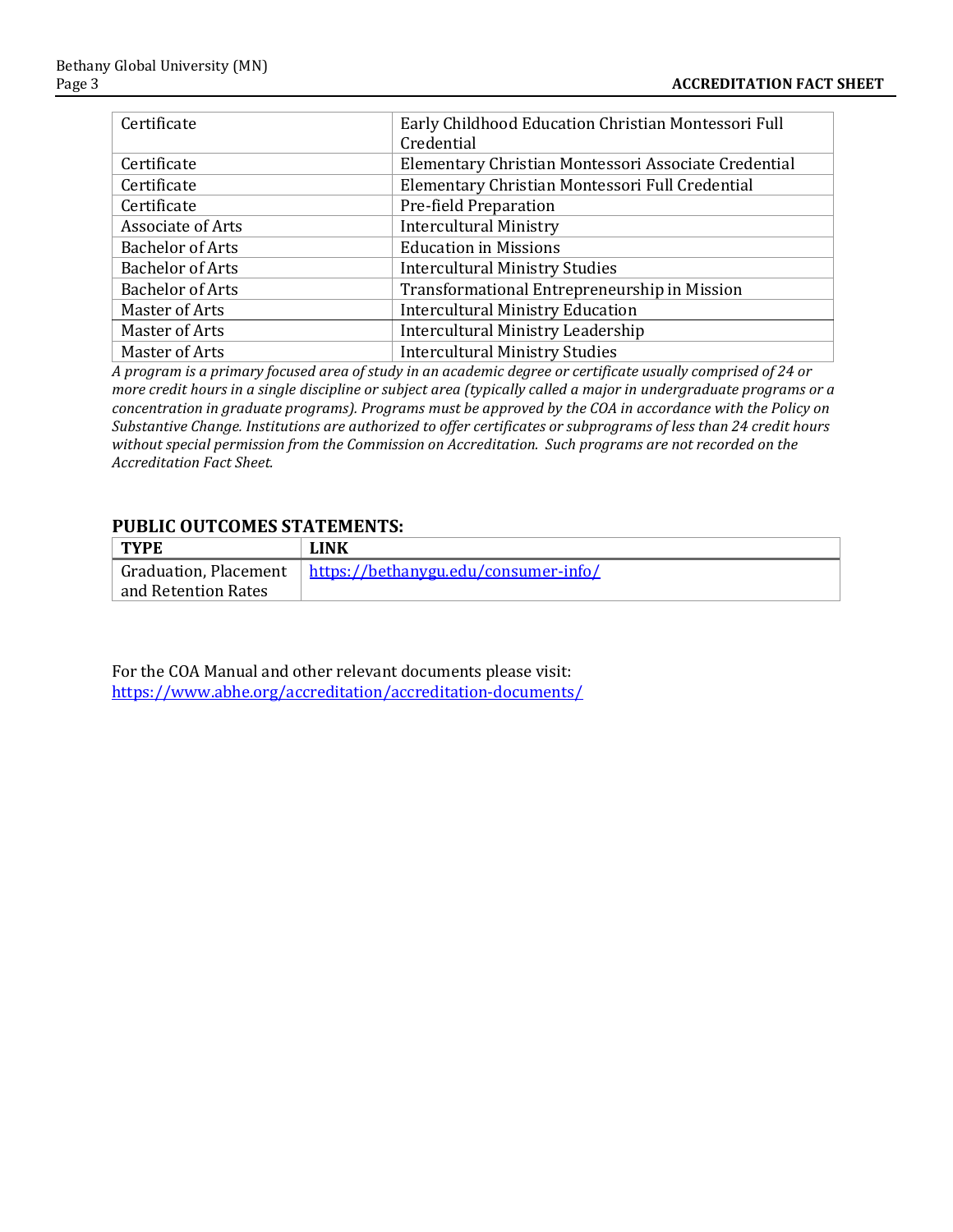| | |
|---|---|
| Certificate | Early Childhood Education Christian Montessori Full Credential |
| Certificate | Elementary Christian Montessori Associate Credential |
| Certificate | Elementary Christian Montessori Full Credential |
| Certificate | Pre-field Preparation |
| Associate of Arts | Intercultural Ministry |
| Bachelor of Arts | Education in Missions |
| Bachelor of Arts | Intercultural Ministry Studies |
| Bachelor of Arts | Transformational Entrepreneurship in Mission |
| Master of Arts | Intercultural Ministry Education |
| Master of Arts | Intercultural Ministry Leadership |
| Master of Arts | Intercultural Ministry Studies |

*A program is a primary focused area of study in an academic degree or certificate usually comprised of 24 or more credit hours in a single discipline or subject area (typically called a major in undergraduate programs or a concentration in graduate programs). Programs must be approved by the COA in accordance with the Policy on Substantive Change. Institutions are authorized to offer certificates or subprograms of less than 24 credit hours without special permission from the Commission on Accreditation. Such programs are not recorded on the Accreditation Fact Sheet.*

## PUBLIC OUTCOMES STATEMENTS:

| TYPE | LINK |
|---|---|
| Graduation, Placement and Retention Rates | https://bethanygu.edu/consumer-info/ |

For the COA Manual and other relevant documents please visit:
https://www.abhe.org/accreditation/accreditation-documents/